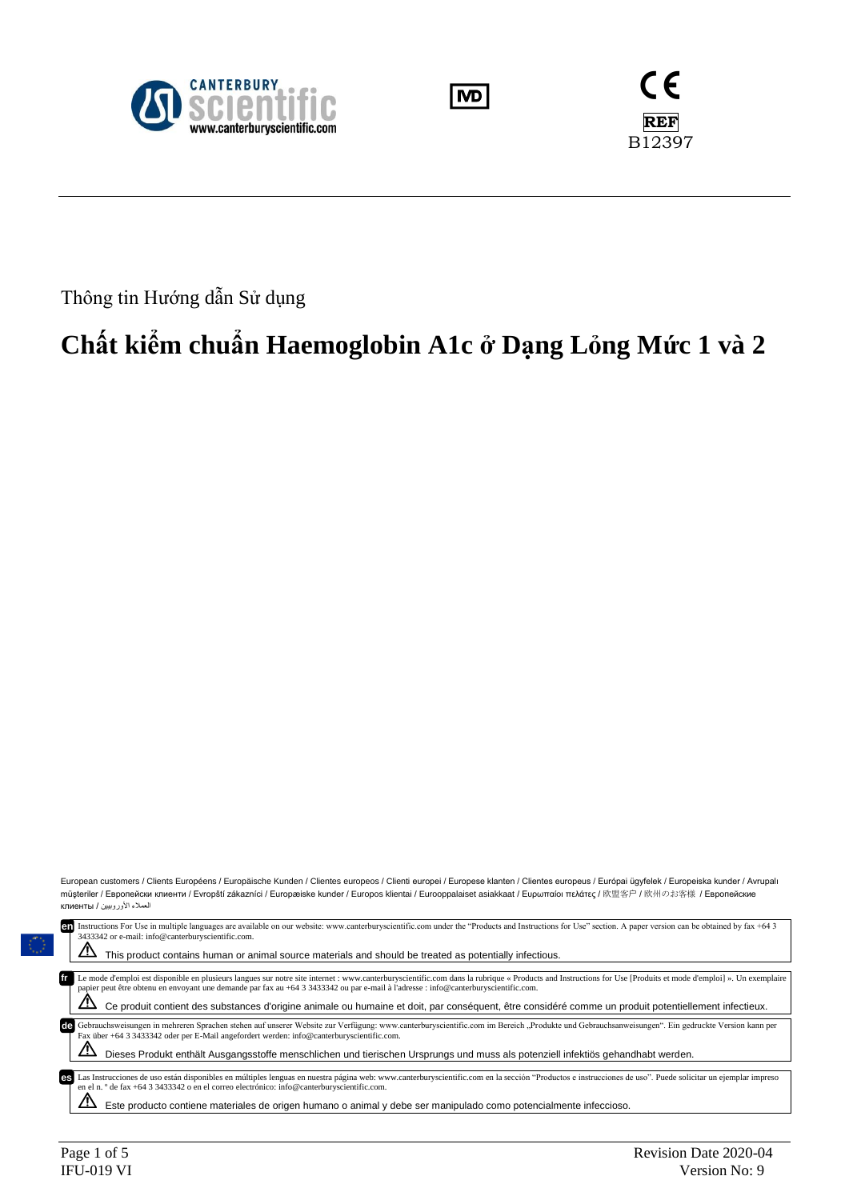CANTERBURY scientific
www.canterburyscientific.com

IVD

CE

REF B12397

Thông tin Hướng dẫn Sử dụng

# Chất kiểm chuẩn Haemoglobin A1c ở Dạng Lỏng Mức 1 và 2

European customers / Clients Européens / Europäische Kunden / Clientes europeos / Clienti europei / Europese klanten / Clientes europeus / Európai ügyfelek / Europeiska kunder / Avrupalı müşteriler / Европейски клиенти / Evropští zákazníci / Europæiske kunder / Europos klientai / Eurooppalaiset asiakkaat / Ευρωπαίοι πελάτες / 欧盟客户 / 欧州のお客様 / Европейские клиенты / العملاء الأوروبيين

**en** Instructions For Use in multiple languages are available on our website: www.canterburyscientific.com under the "Products and Instructions for Use" section. A paper version can be obtained by fax +64 3 3433342 or e-mail: info@canterburyscientific.com.

⚠ This product contains human or animal source materials and should be treated as potentially infectious.

**fr** Le mode d'emploi est disponible en plusieurs langues sur notre site internet : www.canterburyscientific.com dans la rubrique « Products and Instructions for Use [Produits et mode d'emploi] ». Un exemplaire papier peut être obtenu en envoyant une demande par fax au +64 3 3433342 ou par e-mail à l'adresse : info@canterburyscientific.com.

⚠ Ce produit contient des substances d'origine animale ou humaine et doit, par conséquent, être considéré comme un produit potentiellement infectieux.

**de** Gebrauchsweisungen in mehreren Sprachen stehen auf unserer Website zur Verfügung: www.canterburyscientific.com im Bereich „Produkte und Gebrauchsanweisungen". Ein gedruckte Version kann per Fax über +64 3 3433342 oder per E-Mail angefordert werden: info@canterburyscientific.com.

⚠ Dieses Produkt enthält Ausgangsstoffe menschlichen und tierischen Ursprungs und muss als potenziell infektiös gehandhabt werden.

**es** Las Instrucciones de uso están disponibles en múltiples lenguas en nuestra página web: www.canterburyscientific.com en la sección "Productos e instrucciones de uso". Puede solicitar un ejemplar impreso en el n. º de fax +64 3 3433342 o en el correo electrónico: info@canterburyscientific.com.

⚠ Este producto contiene materiales de origen humano o animal y debe ser manipulado como potencialmente infeccioso.

IFU-019 VI — Revision Date 2020-04 — Version No: 9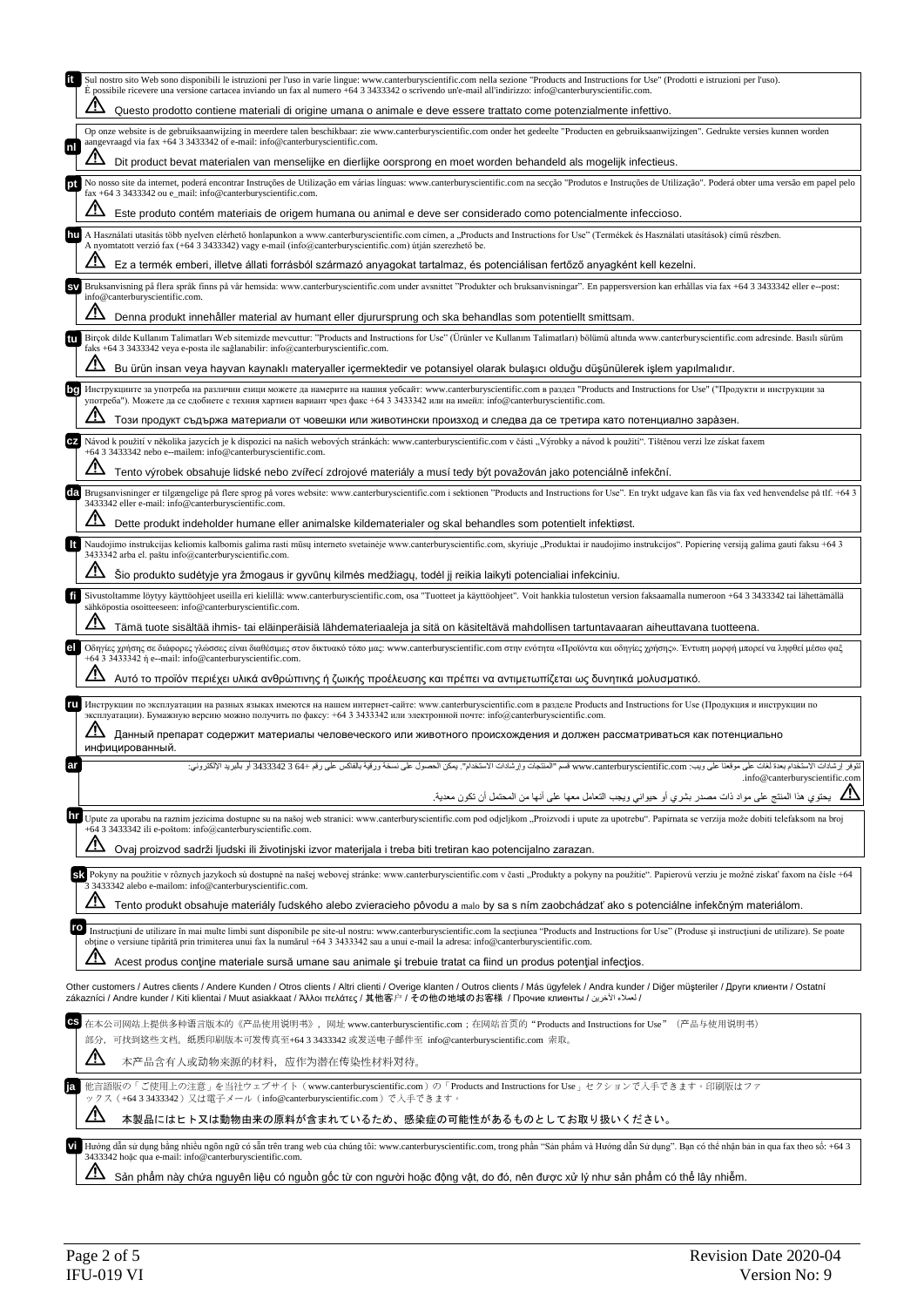**it** Sul nostro sito Web sono disponibili le istruzioni per l'uso in varie lingue: www.canterburyscientific.com nella sezione "Products and Instructions for Use" (Prodotti e istruzioni per l'uso). È possibile ricevere una versione cartacea inviando un fax al numero +64 3 3433342 o scrivendo un'e-mail all'indirizzo: info@canterburyscientific.com.

⚠ Questo prodotto contiene materiali di origine umana o animale e deve essere trattato come potenzialmente infettivo.

**nl** Op onze website is de gebruiksaanwijzing in meerdere talen beschikbaar: zie www.canterburyscientific.com onder het gedeelte "Producten en gebruiksaanwijzingen". Gedrukte versies kunnen worden aangevraagd via fax +64 3 3433342 of e-mail: info@canterburyscientific.com.

⚠ Dit product bevat materialen van menselijke en dierlijke oorsprong en moet worden behandeld als mogelijk infectieus.

**pt** No nosso site da internet, poderá encontrar Instruções de Utilização em várias línguas: www.canterburyscientific.com na secção "Produtos e Instruções de Utilização". Poderá obter uma versão em papel pelo fax +64 3 3433342 ou e_mail: info@canterburyscientific.com.

⚠ Este produto contém materiais de origem humana ou animal e deve ser considerado como potencialmente infeccioso.

**hu** A Használati utasítás több nyelven elérhető honlapunkon a www.canterburyscientific.com címen, a „Products and Instructions for Use" (Termékek és Használati utasítások) című részben. A nyomtatott verzió fax (+64 3 3433342) vagy e-mail (info@canterburyscientific.com) útján szerezhető be.

⚠ Ez a termék emberi, illetve állati forrásból származó anyagokat tartalmaz, és potenciálisan fertőző anyagként kell kezelni.

**sv** Bruksanvisning på flera språk finns på vår hemsida: www.canterburyscientific.com under avsnittet "Produkter och bruksanvisningar". En pappersversion kan erhållas via fax +64 3 3433342 eller e--post: info@canterburyscientific.com.

⚠ Denna produkt innehåller material av humant eller djurursprung och ska behandlas som potentiellt smittsam.

**tu** Birçok dilde Kullanım Talimatları Web sitemizde mevcuttur: "Products and Instructions for Use" (Ürünler ve Kullanım Talimatları) bölümü altında www.canterburyscientific.com adresinde. Basılı sürüm faks +64 3 3433342 veya e-posta ile sağlanabilir: info@canterburyscientific.com.

⚠ Bu ürün insan veya hayvan kaynaklı materyaller içermektedir ve potansiyel olarak bulaşıcı olduğu düşünülerek işlem yapılmalıdır.

**bg** Инструкциите за употреба на различни езици можете да намерите на нашия уебсайт: www.canterburyscientific.com в раздел "Products and Instructions for Use" ("Продукти и инструкции за употреба"). Можете да се сдобиете с техния хартиен вариант чрез факс +64 3 3433342 или на имейл: info@canterburyscientific.com.

⚠ Този продукт съдържа материали от човешки или животински произход и следва да се третира като потенциално зара̀зен.

**cz** Návod k použití v několika jazycích je k dispozici na našich webových stránkách: www.canterburyscientific.com v části „Výrobky a návod k použití". Tištěnou verzi lze získat faxem +64 3 3433342 nebo e--mailem: info@canterburyscientific.com.

⚠ Tento výrobek obsahuje lidské nebo zvířecí zdrojové materiály a musí tedy být považován jako potenciálně infekční.

**da** Brugsanvisninger er tilgængelige på flere sprog på vores website: www.canterburyscientific.com i sektionen "Products and Instructions for Use". En trykt udgave kan fås via fax ved henvendelse på tlf. +64 3 3433342 eller e-mail: info@canterburyscientific.com.

⚠ Dette produkt indeholder humane eller animalske kildematerialer og skal behandles som potentielt infektiøst.

**lt** Naudojimo instrukcijas keliomis kalbomis galima rasti mūsų interneto svetainėje www.canterburyscientific.com, skyriuje „Produktai ir naudojimo instrukcijos". Popierinę versiją galima gauti faksu +64 3 3433342 arba el. paštu info@canterburyscientific.com.

⚠ Šio produkto sudėtyje yra žmogaus ir gyvūnų kilmės medžiagų, todėl jį reikia laikyti potencialiai infekciniu.

**fi** Sivustoltamme löytyy käyttöohjeet useilla eri kielillä: www.canterburyscientific.com, osa "Tuotteet ja käyttöohjeet". Voit hankkia tulostetun version faksaamalla numeroon +64 3 3433342 tai lähettämällä sähköpostia osoitteeseen: info@canterburyscientific.com.

⚠ Tämä tuote sisältää ihmis- tai eläinperäisiä lähdemateriaaleja ja sitä on käsiteltävä mahdollisen tartuntavaaran aiheuttavana tuotteena.

**el** Οδηγίες χρήσης σε διάφορες γλώσσες είναι διαθέσιμες στον δικτυακό τόπο μας: www.canterburyscientific.com στην ενότητα «Προϊόντα και οδηγίες χρήσης». Έντυπη μορφή μπορεί να ληφθεί μέσω φαξ +64 3 3433342 ή e--mail: info@canterburyscientific.com.

⚠ Αυτό το προϊόν περιέχει υλικά ανθρώπινης ή ζωικής προέλευσης και πρέπει να αντιμετωπίζεται ως δυνητικά μολυσματικό.

**ru** Инструкции по эксплуатации на разных языках имеются на нашем интернет-сайте: www.canterburyscientific.com в разделе Products and Instructions for Use (Продукция и инструкции по эксплуатации). Бумажную версию можно получить по факсу: +64 3 3433342 или электронной почте: info@canterburyscientific.com.

⚠ Данный препарат содержит материалы человеческого или животного происхождения и должен рассматриваться как потенциально инфицированный.

**ar** تتوفر إرشادات الاستخدام بعدة لغات على موقعنا على ويب: www.canterburyscientific.com قسم "المنتجات وإرشادات الاستخدام". يمكن الحصول على نسخة ورقية بالفاكس على رقم +64 3 3433342 أو بالبريد الإلكتروني: info@canterburyscientific.com.

⚠ يحتوي هذا المنتج على مواد ذات مصدر بشري أو حيواني ويجب التعامل معها على أنها من المحتمل أن تكون معدية.

**hr** Upute za uporabu na raznim jezicima dostupne su na našoj web stranici: www.canterburyscientific.com pod odjeljkom „Proizvodi i upute za upotrebu". Papirnata se verzija može dobiti telefaksom na broj +64 3 3433342 ili e-poštom: info@canterburyscientific.com.

⚠ Ovaj proizvod sadrži ljudski ili životinjski izvor materijala i treba biti tretiran kao potencijalno zarazan.

**sk** Pokyny na použitie v rôznych jazykoch sú dostupné na našej webovej stránke: www.canterburyscientific.com v časti „Produkty a pokyny na použitie". Papierovú verziu je možné získať faxom na čísle +64 3 3433342 alebo e-mailom: info@canterburyscientific.com.

⚠ Tento produkt obsahuje materiály ľudského alebo zvieracieho pôvodu a malo by sa s ním zaobchádzať ako s potenciálne infekčným materiálom.

**ro** Instrucţiuni de utilizare în mai multe limbi sunt disponibile pe site-ul nostru: www.canterburyscientific.com în secţiunea "Products and Instructions for Use" (Produse şi instrucţiuni de utilizare). Se poate obţine o versiune tipărită prin trimiterea unui fax la numărul +64 3 3433342 sau a unui e-mail la adresa: info@canterburyscientific.com.

⚠ Acest produs conţine materiale sursă umane sau animale şi trebuie tratat ca fiind un produs potenţial infecţios.

Other customers / Autres clients / Andere Kunden / Otros clientes / Altri clienti / Overige klanten / Outros clientes / Más ügyfelek / Andra kunder / Diğer müşteriler / Други клиенти / Ostatní zákazníci / Andre kunder / Kiti klientai / Muut asiakkaat / Άλλοι πελάτες / 其他客户 / その他の地域のお客様 / Прочие клиенты / لعملاء الآخرين /

**cs** 在本公司网站上提供多种语言版本的《产品使用说明书》，网址 www.canterburyscientific.com；在网站首页的"Products and Instructions for Use"（产品与使用说明书）部分，可找到这些文档。纸质印刷版本可发传真至+64 3 3433342 或发送电子邮件至 info@canterburyscientific.com 索取。

⚠ 本产品含有人或动物来源的材料，应作为潜在传染性材料对待。

**ja** 他言語版の「ご使用上の注意」を当社ウェブサイト（www.canterburyscientific.com）の「Products and Instructions for Use」セクションで入手できます。印刷版はファックス（+64 3 3433342）又は電子メール（info@canterburyscientific.com）で入手できます。

⚠ 本製品にはヒト又は動物由来の原料が含まれているため、感染症の可能性があるものとしてお取り扱いください。

**vi** Hướng dẫn sử dụng bằng nhiều ngôn ngữ có sẵn trên trang web của chúng tôi: www.canterburyscientific.com, trong phần "Sản phẩm và Hướng dẫn Sử dụng". Bạn có thể nhận bản in qua fax theo số: +64 3 3433342 hoặc qua e-mail: info@canterburyscientific.com.

⚠ Sản phẩm này chứa nguyên liệu có nguồn gốc từ con người hoặc động vật, do đó, nên được xử lý như sản phẩm có thể lây nhiễm.

Revision Date 2020-04
IFU-019 VI
Version No: 9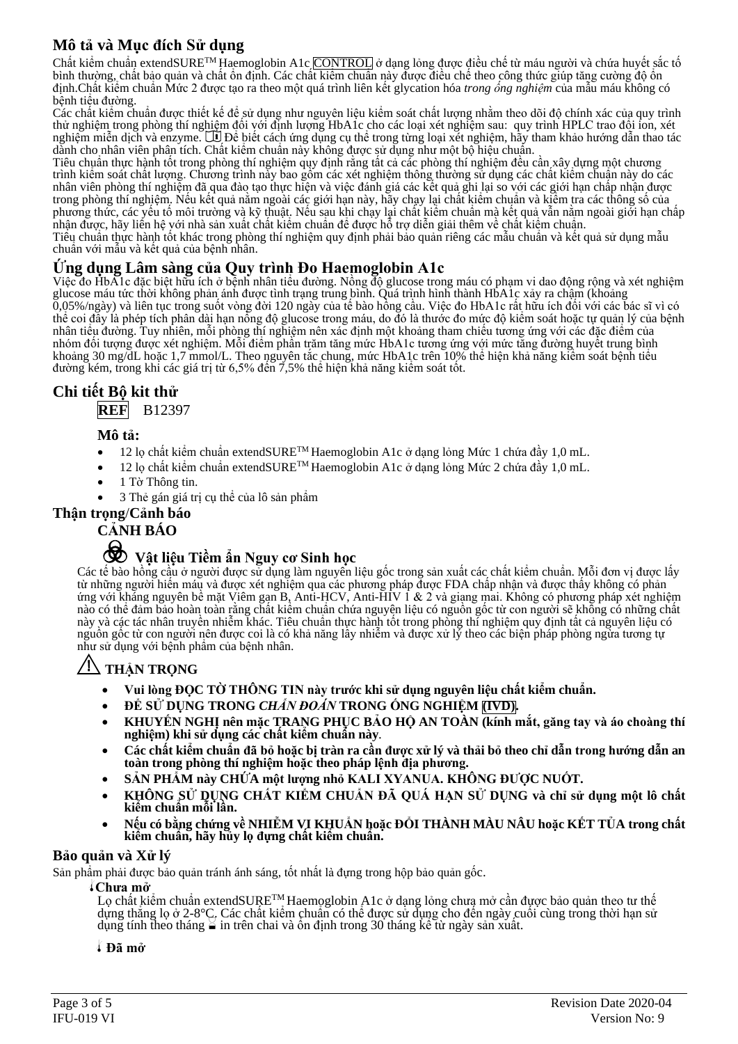## Mô tả và Mục đích Sử dụng

Chất kiểm chuẩn extendSURE[TM] Haemoglobin A1c CONTROL ở dạng lỏng được điều chế từ máu người và chứa huyết sắc tố bình thường, chất bảo quản và chất ổn định. Các chất kiểm chuẩn này được điều chế theo công thức giúp tăng cường độ ổn định.Chất kiểm chuẩn Mức 2 được tạo ra theo một quá trình liên kết glycation hóa *trong ống nghiệm* của mẫu máu không có bệnh tiểu đường.

Các chất kiểm chuẩn được thiết kế để sử dụng như nguyên liệu kiểm soát chất lượng nhằm theo dõi độ chính xác của quy trình thử nghiệm trong phòng thí nghiệm đối với định lượng HbA1c cho các loại xét nghiệm sau: quy trình HPLC trao đổi ion, xét nghiệm miễn dịch và enzyme. Để biết cách ứng dụng cụ thể trong từng loại xét nghiệm, hãy tham khảo hướng dẫn thao tác dành cho nhân viên phân tích. Chất kiểm chuẩn này không được sử dụng như một bộ hiệu chuẩn.

Tiêu chuẩn thực hành tốt trong phòng thí nghiệm quy định rằng tất cả các phòng thí nghiệm đều cần xây dựng một chương trình kiểm soát chất lượng. Chương trình này bao gồm các xét nghiệm thông thường sử dụng các chất kiểm chuẩn này do các nhân viên phòng thí nghiệm đã qua đào tạo thực hiện và việc đánh giá các kết quả ghi lại so với các giới hạn chấp nhận được trong phòng thí nghiệm. Nếu kết quả nằm ngoài các giới hạn này, hãy chạy lại chất kiểm chuẩn và kiểm tra các thông số của phương thức, các yếu tố môi trường và kỹ thuật. Nếu sau khi chạy lại chất kiểm chuẩn mà kết quả vẫn nằm ngoài giới hạn chấp nhận được, hãy liên hệ với nhà sản xuất chất kiểm chuẩn để được hỗ trợ diễn giải thêm về chất kiểm chuẩn.

Tiêu chuẩn thực hành tốt khác trong phòng thí nghiệm quy định phải bảo quản riêng các mẫu chuẩn và kết quả sử dụng mẫu chuẩn với mẫu và kết quả của bệnh nhân.

## Ứng dụng Lâm sàng của Quy trình Đo Haemoglobin A1c

Việc đo HbA1c đặc biệt hữu ích ở bệnh nhân tiểu đường. Nồng độ glucose trong máu có phạm vi dao động rộng và xét nghiệm glucose máu tức thời không phản ánh được tình trạng trung bình. Quá trình hình thành HbA1c xảy ra chậm (khoảng 0,05%/ngày) và liên tục trong suốt vòng đời 120 ngày của tế bào hồng cầu. Việc đo HbA1c rất hữu ích đối với các bác sĩ vì có thể coi đây là phép tích phân dài hạn nồng độ glucose trong máu, do đó là thước đo mức độ kiểm soát hoặc tự quản lý của bệnh nhân tiểu đường. Tuy nhiên, mỗi phòng thí nghiệm nên xác định một khoảng tham chiếu tương ứng với các đặc điểm của nhóm đối tượng được xét nghiệm. Mỗi điểm phần trăm tăng mức HbA1c tương ứng với mức tăng đường huyết trung bình khoảng 30 mg/dL hoặc 1,7 mmol/L. Theo nguyên tắc chung, mức HbA1c trên 10% thể hiện khả năng kiểm soát bệnh tiểu đường kém, trong khi các giá trị từ 6,5% đến 7,5% thể hiện khả năng kiểm soát tốt.

## Chi tiết Bộ kit thử

**REF** B12397

**Mô tả:**

- 12 lọ chất kiểm chuẩn extendSURE[TM] Haemoglobin A1c ở dạng lỏng Mức 1 chứa đầy 1,0 mL.
- 12 lọ chất kiểm chuẩn extendSURE[TM] Haemoglobin A1c ở dạng lỏng Mức 2 chứa đầy 1,0 mL.
- 1 Tờ Thông tin.
- 3 Thẻ gán giá trị cụ thể của lô sản phẩm

## Thận trọng/Cảnh báo

**CẢNH BÁO**

### Vật liệu Tiềm ẩn Nguy cơ Sinh học

Các tế bào hồng cầu ở người được sử dụng làm nguyên liệu gốc trong sản xuất các chất kiểm chuẩn. Mỗi đơn vị được lấy từ những người hiến máu và được xét nghiệm qua các phương pháp được FDA chấp nhận và được thấy không có phản ứng với kháng nguyên bề mặt Viêm gan B, Anti-HCV, Anti-HIV 1 & 2 và giang mai. Không có phương pháp xét nghiệm nào có thể đảm bảo hoàn toàn rằng chất kiểm chuẩn chứa nguyên liệu có nguồn gốc từ con người sẽ không có những chất này và các tác nhân truyền nhiễm khác. Tiêu chuẩn thực hành tốt trong phòng thí nghiệm quy định tất cả nguyên liệu có nguồn gốc từ con người nên được coi là có khả năng lây nhiễm và được xử lý theo các biện pháp phòng ngừa tương tự như sử dụng với bệnh phẩm của bệnh nhân.

### THẬN TRỌNG

- **Vui lòng ĐỌC TỜ THÔNG TIN này trước khi sử dụng nguyên liệu chất kiểm chuẩn.**
- **ĐỂ SỬ DỤNG TRONG *CHẨN ĐOÁN* TRONG ỐNG NGHIỆM (IVD).**
- **KHUYẾN NGHỊ nên mặc TRANG PHỤC BẢO HỘ AN TOÀN (kính mắt, găng tay và áo choàng thí nghiệm) khi sử dụng các chất kiểm chuẩn này.**
- **Các chất kiểm chuẩn đã bỏ hoặc bị tràn ra cần được xử lý và thải bỏ theo chỉ dẫn trong hướng dẫn an toàn trong phòng thí nghiệm hoặc theo pháp lệnh địa phương.**
- **SẢN PHẨM này CHỨA một lượng nhỏ KALI XYANUA. KHÔNG ĐƯỢC NUỐT.**
- **KHÔNG SỬ DỤNG CHẤT KIỂM CHUẨN ĐÃ QUÁ HẠN SỬ DỤNG và chỉ sử dụng một lô chất kiểm chuẩn mỗi lần.**
- **Nếu có bằng chứng về NHIỄM VI KHUẨN hoặc ĐỔI THÀNH MÀU NÂU hoặc KẾT TỦA trong chất kiểm chuẩn, hãy hủy lọ đựng chất kiểm chuẩn.**

### Bảo quản và Xử lý

Sản phẩm phải được bảo quản tránh ánh sáng, tốt nhất là đựng trong hộp bảo quản gốc.

**Chưa mở**

Lọ chất kiểm chuẩn extendSURE[TM] Haemoglobin A1c ở dạng lỏng chưa mở cần được bảo quản theo tư thế dựng thẳng lọ ở 2-8°C. Các chất kiểm chuẩn có thể được sử dụng cho đến ngày cuối cùng trong thời hạn sử dụng tính theo tháng in trên chai và ổn định trong 30 tháng kể từ ngày sản xuất.

**Đã mở**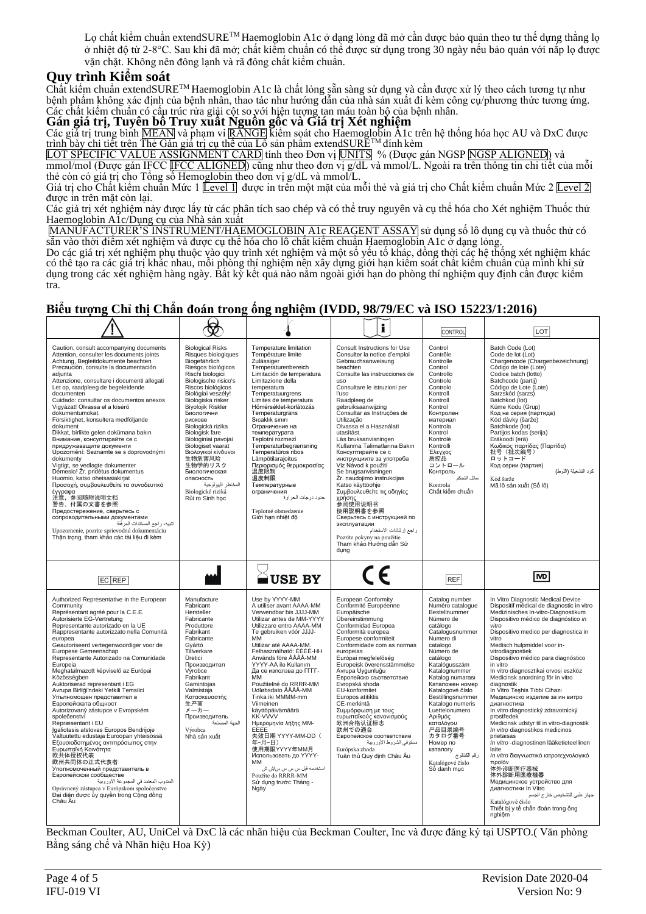Lọ chất kiểm chuẩn extendSURE™ Haemoglobin A1c ở dạng lỏng đã mở cần được bảo quản theo tư thế dựng thẳng lọ ở nhiệt độ từ 2-8°C. Sau khi đã mở; chất kiểm chuẩn có thể được sử dụng trong 30 ngày nếu bảo quản với nắp lọ được vặn chặt. Không nên đông lạnh và rã đông chất kiểm chuẩn.

## Quy trình Kiểm soát

Chất kiểm chuẩn extendSURE™ Haemoglobin A1c là chất lỏng sẵn sàng sử dụng và cần được xử lý theo cách tương tự như bệnh phẩm không xác định của bệnh nhân, thao tác như hướng dẫn của nhà sản xuất đi kèm công cụ/phương thức tương ứng. Các chất kiểm chuẩn có cấu trúc rửa giải cột so với hiện tượng tan máu toàn bộ của bệnh nhân.

## Gán giá trị, Tuyên bố Truy xuất Nguồn gốc và Giá trị Xét nghiệm

Các giá trị trung bình MEAN và phạm vi RANGE kiểm soát cho Haemoglobin A1c trên hệ thống hóa học AU và DxC được trình bày chi tiết trên Thẻ Gán giá trị cụ thể của Lô sản phẩm extendSURE™ đính kèm LOT SPECIFIC VALUE ASSIGNMENT CARD tính theo Đơn vị UNITS % (Được gán NGSP NGSP ALIGNED) và mmol/mol (Được gán IFCC IFCC ALIGNED) cũng như theo đơn vị g/dL và mmol/L. Ngoài ra trên thông tin chi tiết của mỗi thẻ còn có giá trị cho Tổng số Hemoglobin theo đơn vị g/dL và mmol/L.

Giá trị cho Chất kiểm chuẩn Mức 1 Level 1 được in trên một mặt của mỗi thẻ và giá trị cho Chất kiểm chuẩn Mức 2 Level 2 được in trên mặt còn lại.

Các giá trị xét nghiệm này được lấy từ các phân tích sao chép và có thể truy nguyên và cụ thể hóa cho Xét nghiệm Thuốc thử Haemoglobin A1c/Dụng cụ của Nhà sản xuất MANUFACTURER'S INSTRUMENT/HAEMOGLOBIN A1c REAGENT ASSAY sử dụng số lô dụng cụ và thuốc thử có sẵn vào thời điểm xét nghiệm và cụ thể hóa cho lô chất kiểm chuẩn Haemoglobin A1c ở dạng lỏng.

Do các giá trị xét nghiệm phụ thuộc vào quy trình xét nghiệm và một số yếu tố khác, đồng thời các hệ thống xét nghiệm khác có thể tạo ra các giá trị khác nhau, mỗi phòng thí nghiệm nên xây dựng giới hạn kiểm soát chất kiểm chuẩn của mình khi sử dụng trong các xét nghiệm hàng ngày. Bất kỳ kết quả nào nằm ngoài giới hạn do phòng thí nghiệm quy định cần được kiểm tra.

## Biểu tượng Chỉ thị Chẩn đoán trong ống nghiệm (IVDD, 98/79/EC và ISO 15223/1:2016)

| ⚠ | ☣ | 🌡 | 📖 i | CONTROL | LOT |
|---|---|---|---|---|---|
| Caution, consult accompanying documents<br>Attention, consulter les documents joints<br>Achtung, Begleitdokumente beachten<br>Precaución, consulte la documentación adjunta<br>Attenzione, consultare i documenti allegati<br>Let op, raadpleeg de begeleidende documenten<br>Cuidado: consultar os documentos anexos<br>Vigyázat! Olvassa el a kísérő dokumentumokat.<br>Försiktighet, konsultera medföljande dokument<br>Dikkat, birlikte gelen doküman bakın<br>Внимание, консултирайте се с придружаващите документи<br>Upozornění: Seznamte se s doprovodnými dokumenty<br>Vigtigt, se vedlagte dokumenter<br>Dėmesio! Žr. pridėtus dokumentus<br>Huomio, katso oheisasiakirjat<br>Προσοχή, συμβουλευθείτε τα συνοδευτικά έγγραφα<br>注意，参阅随附说明文档<br>警告、付属の文書を参照<br>Предостережение, сверьтесь с сопроводительными документами<br>تنبيه، راجع المستندات المرفقة<br>Upozornenie, pozrite sprievodnú dokumentáciu<br>Thận trọng, tham khảo các tài liệu đi kèm | Biological Risks<br>Risques biologiques<br>Biogefährlich<br>Riesgos biológicos<br>Rischi biologici<br>Biologische risico's<br>Riscos biológicos<br>Biológiai veszély!<br>Biologiska risker<br>Biyolojik Riskler<br>Биологични рискове<br>Biologická rizika<br>Biologisk fare<br>Biologiniai pavojai<br>Biologiset vaarat<br>Βιολογικοί κίνδυνοι<br>生物危害风险<br>生物学的リスク<br>Биологическая опасность<br>المخاطر البيولوجية<br>Biologické riziká<br>Rủi ro Sinh học | Temperature limitation<br>Température limite<br>Zulässiger Temperaturenbereich<br>Limitación de temperatura<br>Limitazione della temperatura<br>Temperatuurgrens<br>Limites de temperatura<br>Hőmérséklet-korlátozás<br>Temperaturgräns<br>Sıcaklık sınırı<br>Ограничение на температурата<br>Teplotní rozmezí<br>Temperaturbegrænsning<br>Temperatūros ribos<br>Lämpötilarajoitus<br>Περιορισμός θερμοκρασίας<br>温度限制<br>温度制限<br>Температурные ограничения<br>حدود درجات الحرارة<br>Teplotné obmedzenie<br>Giới hạn nhiệt độ | Consult Instructions for Use<br>Consulter la notice d'emploi<br>Gebrauchsanweisung beachten<br>Consulte las instrucciones de uso<br>Consultare le istruzioni per l'uso<br>Raadpleeg de gebruiksaanwijzing<br>Consultar as Instruções de Utilização<br>Olvassa el a Használati utasítást.<br>Läs bruksanvisningen<br>Kullanma Talimatlarına Bakın<br>Консултирайте се с инструкциите за употреба<br>Viz Návod k použití<br>Se brugsanvisningen<br>Žr. naudojimo instrukcijas<br>Katso käyttöohje<br>Συμβουλευθείτε τις οδηγίες χρήσης<br>参阅使用说明书<br>使用説明書を参照<br>Сверьтесь с инструкцией по эксплуатации<br>راجع إرشادات الاستخدام<br>Pozrite pokyny na použitie<br>Tham khảo Hướng dẫn Sử dụng | Control<br>Contrôle<br>Kontrolle<br>Control<br>Controllo<br>Controle<br>Controlo<br>Kontroll<br>Kontroll<br>Kontrol<br>Контролен материал<br>Kontrola<br>Kontrol<br>Kontrolė<br>Kontrolli<br>Έλεγχος<br>质控品<br>コントロール<br>Контроль<br>سائل التحكم<br>Kontrola<br>Chất kiểm chuẩn | Batch Code (Lot)<br>Code de lot (Lot)<br>Chargencode (Chargenbezeichnung)<br>Código de lote (Lote)<br>Codice batch (lotto)<br>Batchcode (partij)<br>Código de Lote (Lote)<br>Sarzskód (sarzs)<br>Batchkod (lot)<br>Küme Kodu (Grup)<br>Код на серия (партида)<br>Kód dávky (šarže)<br>Batchkode (lot)<br>Partijos kodas (serija)<br>Eräkoodi (erä)<br>Κωδικός παρτίδας (Παρτίδα)<br>批号（批次编号）<br>ロットコード<br>Код серии (партия)<br>كود التشغيلة (اللوط)<br>Kód šarže<br>Mã lô sản xuất (Số lô) |
| EC REP | 🏭 | ⌛ USE BY | CE | REF | IVD |
| Authorized Representative in the European Community<br>Représentant agréé pour la C.E.E.<br>Autorisierte EG-Vertretung<br>Representante autorizado en la UE<br>Rappresentante autorizzato nella Comunità europea<br>Geautoriseerd vertegenwoordiger voor de Europese Gemeenschap<br>Representante Autorizado na Comunidade Europeia<br>Meghatalmazott képviselő az Európai Közösségben<br>Auktoriserad representant i EG<br>Avrupa Birliği'ndeki Yetkili Temsilci<br>Упълномощен представител в Европейската общност<br>Autorizovaný zástupce v Evropském společenství<br>Repræsentant i EU<br>Įgaliotasis atstovas Europos Bendrijoje<br>Valtuutettu edustaja Euroopan yhteisössä<br>Εξουσιοδοτημένος αντιπρόσωπος στην Ευρωπαϊκή Κοινότητα<br>欧共体授权代表<br>欧州共同体の正式代表者<br>Уполномоченный представитель в Европейском сообществе<br>المندوب المعتمد في المجموعة الأوروبية<br>Oprávnený zástupca v Európskom spoločenstve<br>Đại diện được ủy quyền trong Cộng đồng Châu Âu | Manufacture<br>Fabricant<br>Hersteller<br>Fabricante<br>Produttore<br>Fabrikant<br>Fabricante<br>Gyártó<br>Tillverkare<br>Üretici<br>Производител<br>Výrobce<br>Fabrikant<br>Gamintojas<br>Valmistaja<br>Κατασκευαστής<br>生产商<br>メーカー<br>Производитель<br>الجهة المصنعة<br>Výrobca<br>Nhà sản xuất | Use by YYYY-MM<br>A utiliser avant AAAA-MM<br>Verwendbar bis JJJJ-MM<br>Utilizar antes de MM-YYYY<br>Utilizzare entro AAAA-MM<br>Te gebruiken vóór JJJJ-MM<br>Utilizar até AAAA-MM.<br>Felhasználható: ÉÉÉÉ-HH<br>Används före ÅÅÅÅ-MM<br>YYYY-AA ile Kullanım<br>Да се използва до ГГГГ-ММ<br>Použitelné do RRRR-MM<br>Udløbsdato ÅÅÅÅ-MM<br>Tinka iki MMMM-mm<br>Viimeinen käyttöpäivämäärä KK-VVVV<br>Ημερομηνία λήξης MM-EEEE<br>失效日期 YYYY-MM-DD（年-月-日）<br>使用期限YYYY年MM月<br>Использовать до YYYY-MM<br>استخدمه قبل س س س س/ش ش<br>Použite do RRRR-MM<br>Sử dụng trước Tháng - Ngày | European Conformity<br>Conformité Européenne<br>Europäische Übereinstimmung<br>Conformidad Europea<br>Conformità europea<br>Europese conformiteit<br>Conformidade com as normas europeias<br>Európai megfelelőség<br>Europeisk överensstämmelse<br>Avrupa Uygunluğu<br>Европейско съответствие<br>Evropská shoda<br>EU-konformitet<br>Europos atitiktis<br>CE-merkintä<br>Συμμόρφωση με τους ευρωπαϊκούς κανονισμούς<br>欧洲合格认证标志<br>欧州での適合<br>Европейское соответствие<br>مستوفي الشروط الأوروبية<br>Európska zhoda<br>Tuân thủ Quy định Châu Âu | Catalog number<br>Numéro catalogue<br>Bestellnummer<br>Número de catálogo<br>Catalogusnummer<br>Numero di catalogo<br>Número de catálogo<br>Katalógusszám<br>Katalognummer<br>Katalog numarası<br>Каталожен номер<br>Katalogové číslo<br>Bestillingsnummer<br>Katalogo numeris<br>Luettelonumero<br>Αριθμός καταλόγου<br>产品目录编号<br>カタログ番号<br>Номер по каталогу<br>رقم الكتالوج<br>Katalógové číslo<br>Số danh mục | In Vitro Diagnostic Medical Device<br>Dispositif médical de diagnostic in vitro<br>Medizinisches In-vitro-Diagnostikum<br>Dispositivo médico de diagnóstico *in vitro*<br>Dispositivo medico per diagnostica in vitro<br>Medisch hulpmiddel voor in-vitrodiagnostiek<br>Dispositivo médico para diagnóstico in vitro<br>In vitro diagnosztikai orvosi eszköz<br>Medicinsk anordning för in vitro diagnostik<br>In Vitro Teşhis Tıbbi Cihazı<br>Медицинско изделие за ин витро диагностика<br>In vitro diagnostický zdravotnický prostředek<br>Medicinsk udstyr til in vitro-diagnostik<br>*In vitro* diagnostikos medicinos prietaisas<br>*In vitro* -diagnostinen lääkintelaite<br>*In vitro* διαγνωστικό ιατροτεχνολογικό προϊόν<br>体外诊断医疗器械<br>体外診断用医療機器<br>Медицинское устройство для диагностики In Vitro<br>جهاز طبي للتشخيص خارج الجسم<br>Katalógové číslo<br>Thiết bị y tế chẩn đoán trong ống nghiệm |

Beckman Coulter, AU, UniCel và DxC là các nhãn hiệu của Beckman Coulter, Inc và được đăng ký tại USPTO.( Văn phòng Bằng sáng chế và Nhãn hiệu Hoa Kỳ)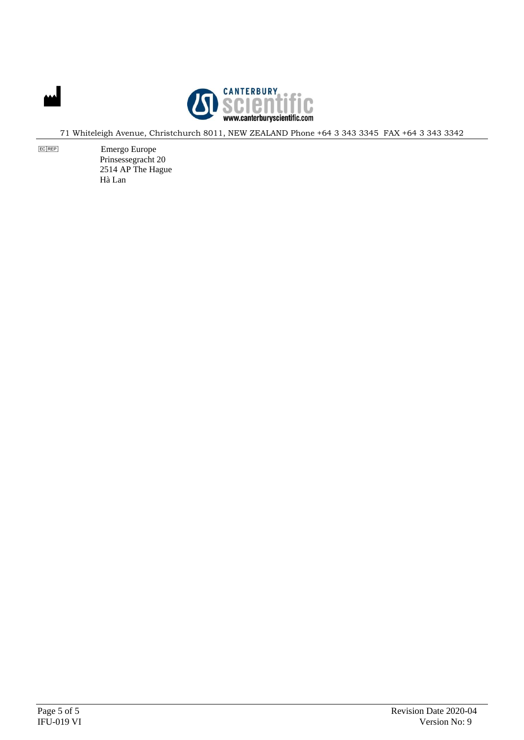CANTERBURY scientific
www.canterburyscientific.com

71 Whiteleigh Avenue, Christchurch 8011, NEW ZEALAND Phone +64 3 343 3345 FAX +64 3 343 3342

EC REP

Emergo Europe
Prinsessegracht 20
2514 AP The Hague
Hà Lan

IFU-019 VI
Revision Date 2020-04
Version No: 9